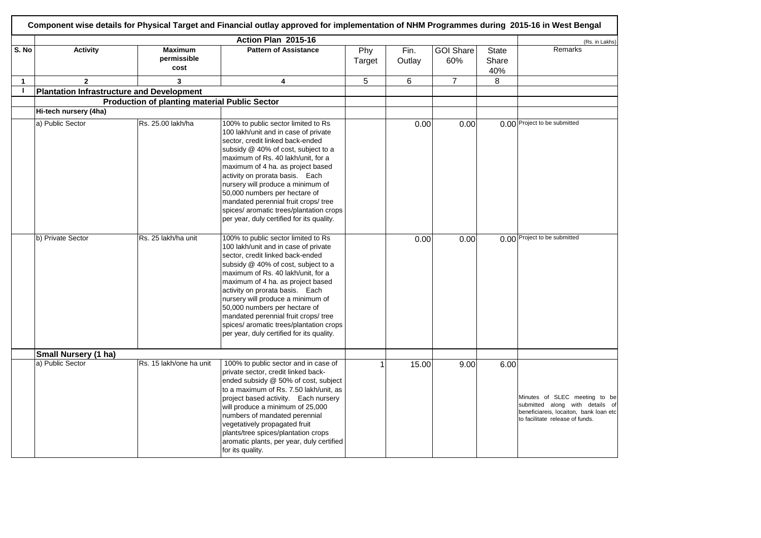# Component wise details for Physical Target and Financial outlay approved for implementation of NHM Programmes during 2015-16 in West Bengal

| | Action Plan 2015-16 | | | | | | | (Rs. in Lakhs) |
|---|---|---|---|---|---|---|---|---|
| S. No | Activity | Maximum permissible cost | Pattern of Assistance | Phy Target | Fin. Outlay | GOI Share 60% | State Share 40% | Remarks |
| 1 | 2 | 3 | 4 | 5 | 6 | 7 | 8 | |
| I | Plantation Infrastructure and Development | | | | | | | |
| | Production of planting material Public Sector | | | | | | | |
| | Hi-tech nursery (4ha) | | | | | | | |
| | a) Public Sector | Rs. 25.00 lakh/ha | 100% to public sector limited to Rs 100 lakh/unit and in case of private sector, credit linked back-ended subsidy @ 40% of cost, subject to a maximum of Rs. 40 lakh/unit, for a maximum of 4 ha. as project based activity on prorata basis. Each nursery will produce a minimum of 50,000 numbers per hectare of mandated perennial fruit crops/ tree spices/ aromatic trees/plantation crops per year, duly certified for its quality. | | 0.00 | 0.00 | 0.00 | Project to be submitted |
| | b) Private Sector | Rs. 25 lakh/ha unit | 100% to public sector limited to Rs 100 lakh/unit and in case of private sector, credit linked back-ended subsidy @ 40% of cost, subject to a maximum of Rs. 40 lakh/unit, for a maximum of 4 ha. as project based activity on prorata basis. Each nursery will produce a minimum of 50,000 numbers per hectare of mandated perennial fruit crops/ tree spices/ aromatic trees/plantation crops per year, duly certified for its quality. | | 0.00 | 0.00 | 0.00 | Project to be submitted |
| | Small Nursery (1 ha) | | | | | | | |
| | a) Public Sector | Rs. 15 lakh/one ha unit | 100% to public sector and in case of private sector, credit linked back-ended subsidy @ 50% of cost, subject to a maximum of Rs. 7.50 lakh/unit, as project based activity. Each nursery will produce a minimum of 25,000 numbers of mandated perennial vegetatively propagated fruit plants/tree spices/plantation crops aromatic plants, per year, duly certified for its quality. | 1 | 15.00 | 9.00 | 6.00 | Minutes of SLEC meeting to be submitted along with details of beneficiareis, locaiton, bank loan etc to facilitate release of funds. |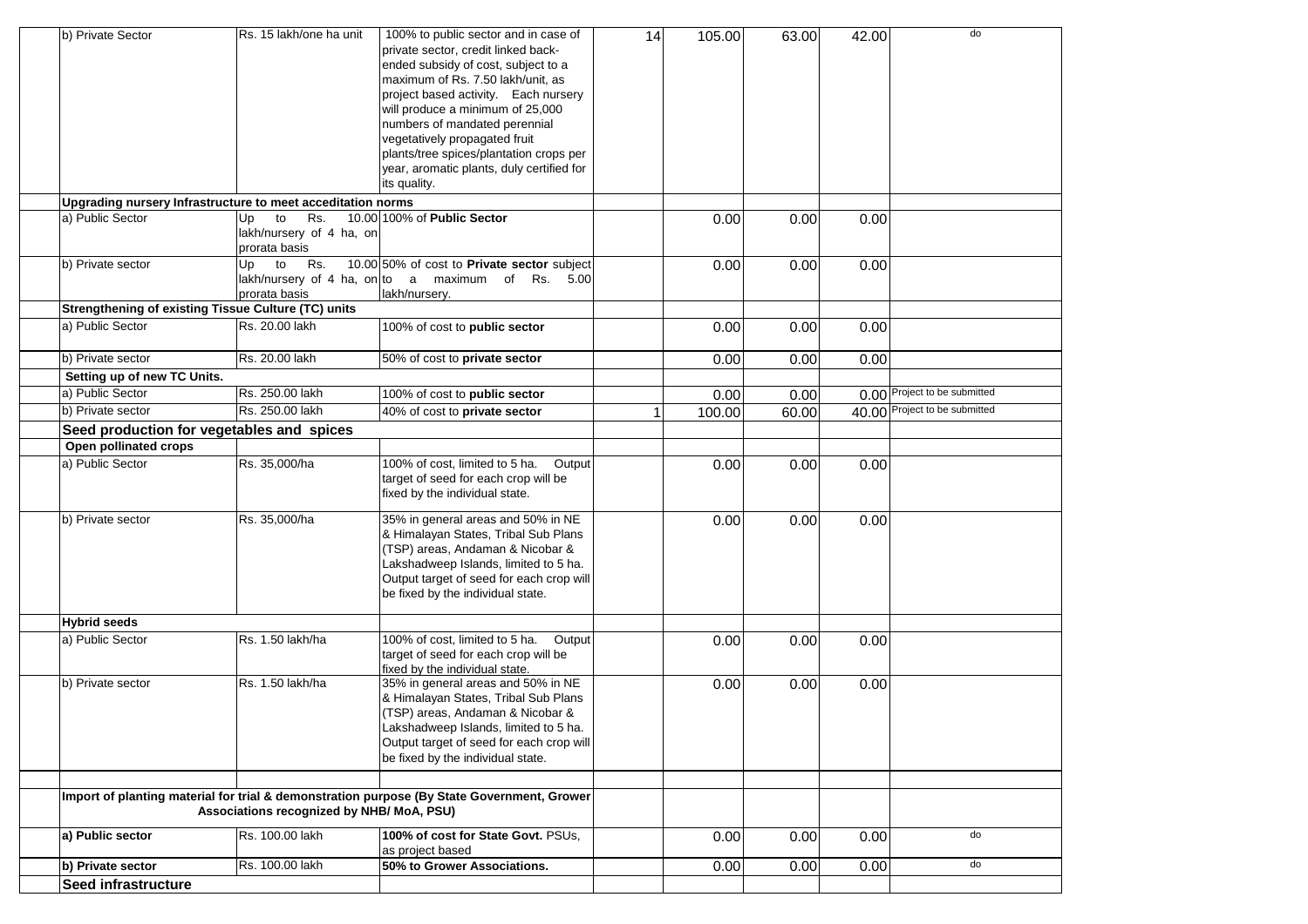| | | | | | | | |
|---|---|---|---|---|---|---|---|
| b) Private Sector | Rs. 15 lakh/one ha unit | 100% to public sector and in case of private sector, credit linked back-ended subsidy of cost, subject to a maximum of Rs. 7.50 lakh/unit, as project based activity. Each nursery will produce a minimum of 25,000 numbers of mandated perennial vegetatively propagated fruit plants/tree spices/plantation crops per year, aromatic plants, duly certified for its quality. | 14 | 105.00 | 63.00 | 42.00 | do |
| **Upgrading nursery Infrastructure to meet acceditation norms** | | | | | | | |
| a) Public Sector | Up to Rs. 10.00 lakh/nursery of 4 ha, on prorata basis | 100% of **Public Sector** | | 0.00 | 0.00 | 0.00 | |
| b) Private sector | Up to Rs. 10.00 lakh/nursery of 4 ha, on prorata basis | 50% of cost to **Private sector** subject to a maximum of Rs. 5.00 lakh/nursery. | | 0.00 | 0.00 | 0.00 | |
| **Strengthening of existing Tissue Culture (TC) units** | | | | | | | |
| a) Public Sector | Rs. 20.00 lakh | 100% of cost to **public sector** | | 0.00 | 0.00 | 0.00 | |
| b) Private sector | Rs. 20.00 lakh | 50% of cost to **private sector** | | 0.00 | 0.00 | 0.00 | |
| **Setting up of new TC Units.** | | | | | | | |
| a) Public Sector | Rs. 250.00 lakh | 100% of cost to **public sector** | | 0.00 | 0.00 | 0.00 | Project to be submitted |
| b) Private sector | Rs. 250.00 lakh | 40% of cost to **private sector** | 1 | 100.00 | 60.00 | 40.00 | Project to be submitted |
| **Seed production for vegetables and spices** | | | | | | | |
| **Open pollinated crops** | | | | | | | |
| a) Public Sector | Rs. 35,000/ha | 100% of cost, limited to 5 ha. Output target of seed for each crop will be fixed by the individual state. | | 0.00 | 0.00 | 0.00 | |
| b) Private sector | Rs. 35,000/ha | 35% in general areas and 50% in NE & Himalayan States, Tribal Sub Plans (TSP) areas, Andaman & Nicobar & Lakshadweep Islands, limited to 5 ha. Output target of seed for each crop will be fixed by the individual state. | | 0.00 | 0.00 | 0.00 | |
| **Hybrid seeds** | | | | | | | |
| a) Public Sector | Rs. 1.50 lakh/ha | 100% of cost, limited to 5 ha. Output target of seed for each crop will be fixed by the individual state. | | 0.00 | 0.00 | 0.00 | |
| b) Private sector | Rs. 1.50 lakh/ha | 35% in general areas and 50% in NE & Himalayan States, Tribal Sub Plans (TSP) areas, Andaman & Nicobar & Lakshadweep Islands, limited to 5 ha. Output target of seed for each crop will be fixed by the individual state. | | 0.00 | 0.00 | 0.00 | |
| | | | | | | | |
| **Import of planting material for trial & demonstration purpose (By State Government, Grower Associations recognized by NHB/ MoA, PSU)** | | | | | | | |
| **a) Public sector** | Rs. 100.00 lakh | **100% of cost for State Govt.** PSUs, as project based | | 0.00 | 0.00 | 0.00 | do |
| **b) Private sector** | Rs. 100.00 lakh | **50% to Grower Associations.** | | 0.00 | 0.00 | 0.00 | do |
| **Seed infrastructure** | | | | | | | |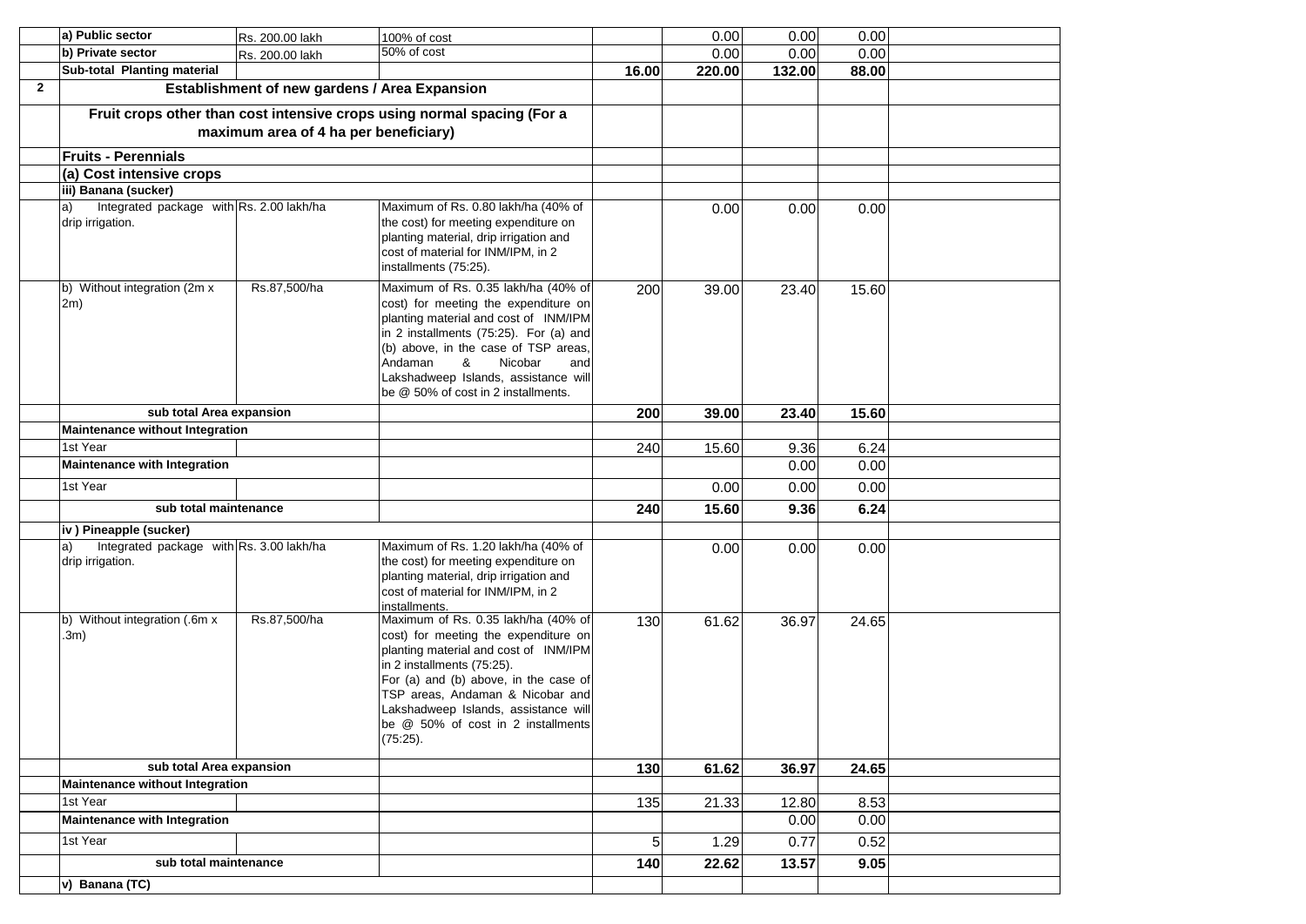| | | | | | | | | |
|---|---|---|---|---|---|---|---|---|
| | a) Public sector | Rs. 200.00 lakh | 100% of cost | | 0.00 | 0.00 | 0.00 | |
| | b) Private sector | Rs. 200.00 lakh | 50% of cost | | 0.00 | 0.00 | 0.00 | |
| | **Sub-total Planting material** | | | **16.00** | **220.00** | **132.00** | **88.00** | |
| **2** | **Establishment of new gardens / Area Expansion** | | | | | | | |
| | **Fruit crops other than cost intensive crops using normal spacing (For a maximum area of 4 ha per beneficiary)** | | | | | | | |
| | **Fruits - Perennials** | | | | | | | |
| | **(a) Cost intensive crops** | | | | | | | |
| | **iii) Banana (sucker)** | | | | | | | |
| | a) Integrated package with drip irrigation. | Rs. 2.00 lakh/ha | Maximum of Rs. 0.80 lakh/ha (40% of the cost) for meeting expenditure on planting material, drip irrigation and cost of material for INM/IPM, in 2 installments (75:25). | | 0.00 | 0.00 | 0.00 | |
| | b) Without integration (2m x 2m) | Rs.87,500/ha | Maximum of Rs. 0.35 lakh/ha (40% of cost) for meeting the expenditure on planting material and cost of INM/IPM in 2 installments (75:25). For (a) and (b) above, in the case of TSP areas, Andaman & Nicobar and Lakshadweep Islands, assistance will be @ 50% of cost in 2 installments. | 200 | 39.00 | 23.40 | 15.60 | |
| | **sub total Area expansion** | | | **200** | **39.00** | **23.40** | **15.60** | |
| | **Maintenance without Integration** | | | | | | | |
| | 1st Year | | | 240 | 15.60 | 9.36 | 6.24 | |
| | **Maintenance with Integration** | | | | | 0.00 | 0.00 | |
| | 1st Year | | | | 0.00 | 0.00 | 0.00 | |
| | **sub total maintenance** | | | **240** | **15.60** | **9.36** | **6.24** | |
| | **iv ) Pineapple (sucker)** | | | | | | | |
| | a) Integrated package with drip irrigation. | Rs. 3.00 lakh/ha | Maximum of Rs. 1.20 lakh/ha (40% of the cost) for meeting expenditure on planting material, drip irrigation and cost of material for INM/IPM, in 2 installments. | | 0.00 | 0.00 | 0.00 | |
| | b) Without integration (.6m x .3m) | Rs.87,500/ha | Maximum of Rs. 0.35 lakh/ha (40% of cost) for meeting the expenditure on planting material and cost of INM/IPM in 2 installments (75:25). For (a) and (b) above, in the case of TSP areas, Andaman & Nicobar and Lakshadweep Islands, assistance will be @ 50% of cost in 2 installments (75:25). | 130 | 61.62 | 36.97 | 24.65 | |
| | **sub total Area expansion** | | | **130** | **61.62** | **36.97** | **24.65** | |
| | **Maintenance without Integration** | | | | | | | |
| | 1st Year | | | 135 | 21.33 | 12.80 | 8.53 | |
| | **Maintenance with Integration** | | | | | 0.00 | 0.00 | |
| | 1st Year | | | 5 | 1.29 | 0.77 | 0.52 | |
| | **sub total maintenance** | | | **140** | **22.62** | **13.57** | **9.05** | |
| | **v) Banana (TC)** | | | | | | | |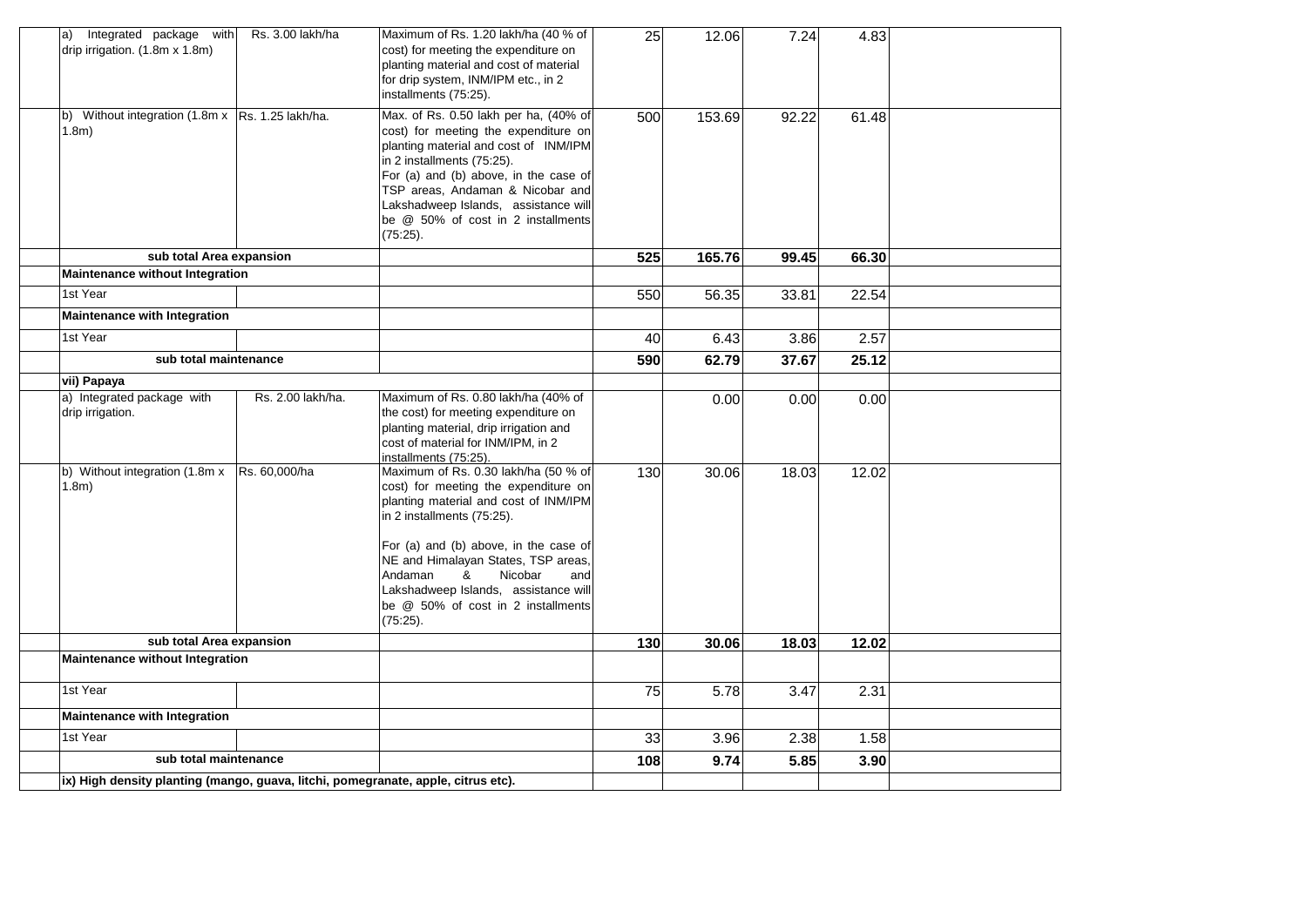| | | | | | | | | |
|---|---|---|---|---|---|---|---|---|
| | a) Integrated package with drip irrigation. (1.8m x 1.8m) | Rs. 3.00 lakh/ha | Maximum of Rs. 1.20 lakh/ha (40 % of cost) for meeting the expenditure on planting material and cost of material for drip system, INM/IPM etc., in 2 installments (75:25). | 25 | 12.06 | 7.24 | 4.83 | |
| | b) Without integration (1.8m x 1.8m) | Rs. 1.25 lakh/ha. | Max. of Rs. 0.50 lakh per ha, (40% of cost) for meeting the expenditure on planting material and cost of INM/IPM in 2 installments (75:25). For (a) and (b) above, in the case of TSP areas, Andaman & Nicobar and Lakshadweep Islands, assistance will be @ 50% of cost in 2 installments (75:25). | 500 | 153.69 | 92.22 | 61.48 | |
| | **sub total Area expansion** | | | **525** | **165.76** | **99.45** | **66.30** | |
| | **Maintenance without Integration** | | | | | | | |
| | 1st Year | | | 550 | 56.35 | 33.81 | 22.54 | |
| | **Maintenance with Integration** | | | | | | | |
| | 1st Year | | | 40 | 6.43 | 3.86 | 2.57 | |
| | **sub total maintenance** | | | **590** | **62.79** | **37.67** | **25.12** | |
| | **vii) Papaya** | | | | | | | |
| | a) Integrated package with drip irrigation. | Rs. 2.00 lakh/ha. | Maximum of Rs. 0.80 lakh/ha (40% of the cost) for meeting expenditure on planting material, drip irrigation and cost of material for INM/IPM, in 2 installments (75:25). | | 0.00 | 0.00 | 0.00 | |
| | b) Without integration (1.8m x 1.8m) | Rs. 60,000/ha | Maximum of Rs. 0.30 lakh/ha (50 % of cost) for meeting the expenditure on planting material and cost of INM/IPM in 2 installments (75:25). For (a) and (b) above, in the case of NE and Himalayan States, TSP areas, Andaman & Nicobar and Lakshadweep Islands, assistance will be @ 50% of cost in 2 installments (75:25). | 130 | 30.06 | 18.03 | 12.02 | |
| | **sub total Area expansion** | | | **130** | **30.06** | **18.03** | **12.02** | |
| | **Maintenance without Integration** | | | | | | | |
| | 1st Year | | | 75 | 5.78 | 3.47 | 2.31 | |
| | **Maintenance with Integration** | | | | | | | |
| | 1st Year | | | 33 | 3.96 | 2.38 | 1.58 | |
| | **sub total maintenance** | | | **108** | **9.74** | **5.85** | **3.90** | |
| | **ix) High density planting (mango, guava, litchi, pomegranate, apple, citrus etc).** | | | | | | | |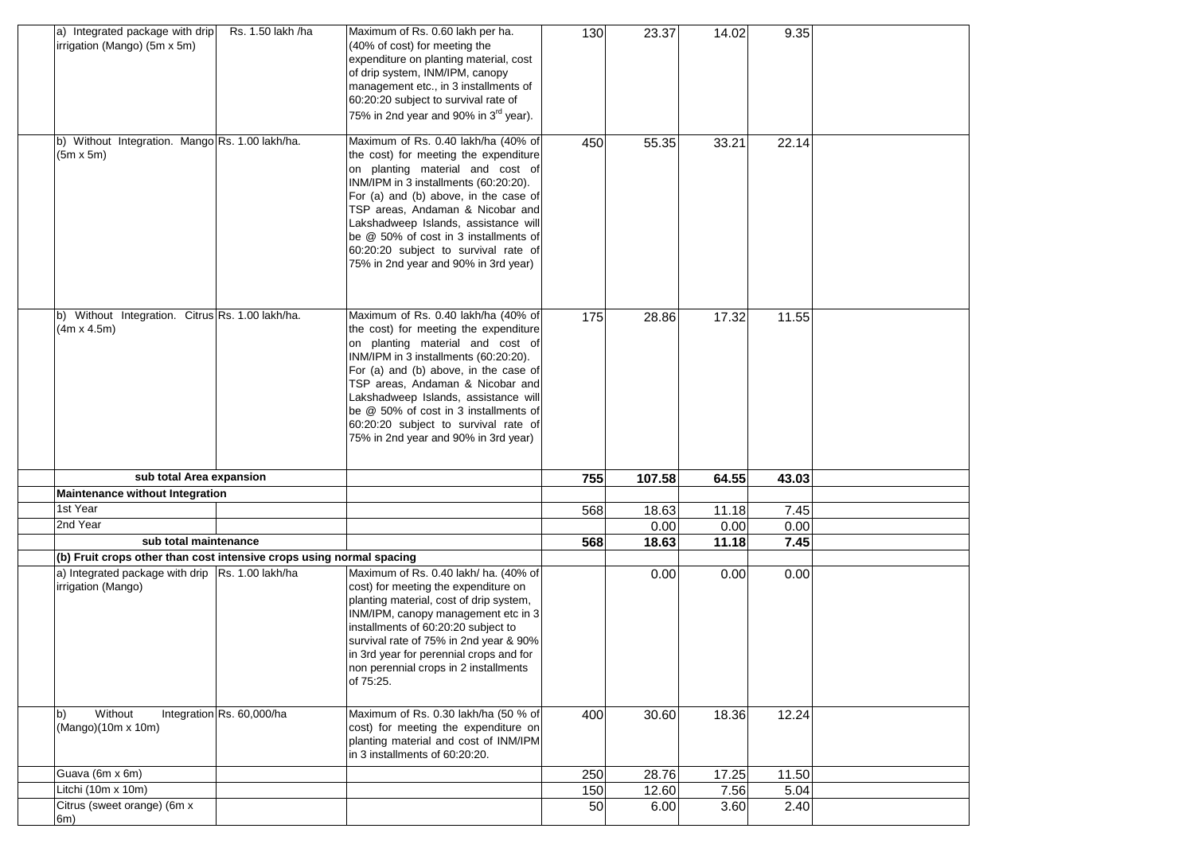| | | | | | | | | |
|---|---|---|---|---|---|---|---|---|
| | a) Integrated package with drip irrigation (Mango) (5m x 5m) | Rs. 1.50 lakh /ha | Maximum of Rs. 0.60 lakh per ha. (40% of cost) for meeting the expenditure on planting material, cost of drip system, INM/IPM, canopy management etc., in 3 installments of 60:20:20 subject to survival rate of 75% in 2nd year and 90% in 3rd year). | 130 | 23.37 | 14.02 | 9.35 | |
| | b) Without Integration. Mango (5m x 5m) | Rs. 1.00 lakh/ha. | Maximum of Rs. 0.40 lakh/ha (40% of the cost) for meeting the expenditure on planting material and cost of INM/IPM in 3 installments (60:20:20). For (a) and (b) above, in the case of TSP areas, Andaman & Nicobar and Lakshadweep Islands, assistance will be @ 50% of cost in 3 installments of 60:20:20 subject to survival rate of 75% in 2nd year and 90% in 3rd year) | 450 | 55.35 | 33.21 | 22.14 | |
| | b) Without Integration. Citrus (4m x 4.5m) | Rs. 1.00 lakh/ha. | Maximum of Rs. 0.40 lakh/ha (40% of the cost) for meeting the expenditure on planting material and cost of INM/IPM in 3 installments (60:20:20). For (a) and (b) above, in the case of TSP areas, Andaman & Nicobar and Lakshadweep Islands, assistance will be @ 50% of cost in 3 installments of 60:20:20 subject to survival rate of 75% in 2nd year and 90% in 3rd year) | 175 | 28.86 | 17.32 | 11.55 | |
| | **sub total Area expansion** | | | **755** | **107.58** | **64.55** | **43.03** | |
| | **Maintenance without Integration** | | | | | | | |
| | 1st Year | | | 568 | 18.63 | 11.18 | 7.45 | |
| | 2nd Year | | | | 0.00 | 0.00 | 0.00 | |
| | **sub total maintenance** | | | **568** | **18.63** | **11.18** | **7.45** | |
| | **(b) Fruit crops other than cost intensive crops using normal spacing** | | | | | | | |
| | a) Integrated package with drip irrigation (Mango) | Rs. 1.00 lakh/ha | Maximum of Rs. 0.40 lakh/ ha. (40% of cost) for meeting the expenditure on planting material, cost of drip system, INM/IPM, canopy management etc in 3 installments of 60:20:20 subject to survival rate of 75% in 2nd year & 90% in 3rd year for perennial crops and for non perennial crops in 2 installments of 75:25. | | 0.00 | 0.00 | 0.00 | |
| | b) Without Integration (Mango)(10m x 10m) | Rs. 60,000/ha | Maximum of Rs. 0.30 lakh/ha (50 % of cost) for meeting the expenditure on planting material and cost of INM/IPM in 3 installments of 60:20:20. | 400 | 30.60 | 18.36 | 12.24 | |
| | Guava (6m x 6m) | | | 250 | 28.76 | 17.25 | 11.50 | |
| | Litchi (10m x 10m) | | | 150 | 12.60 | 7.56 | 5.04 | |
| | Citrus (sweet orange) (6m x 6m) | | | 50 | 6.00 | 3.60 | 2.40 | |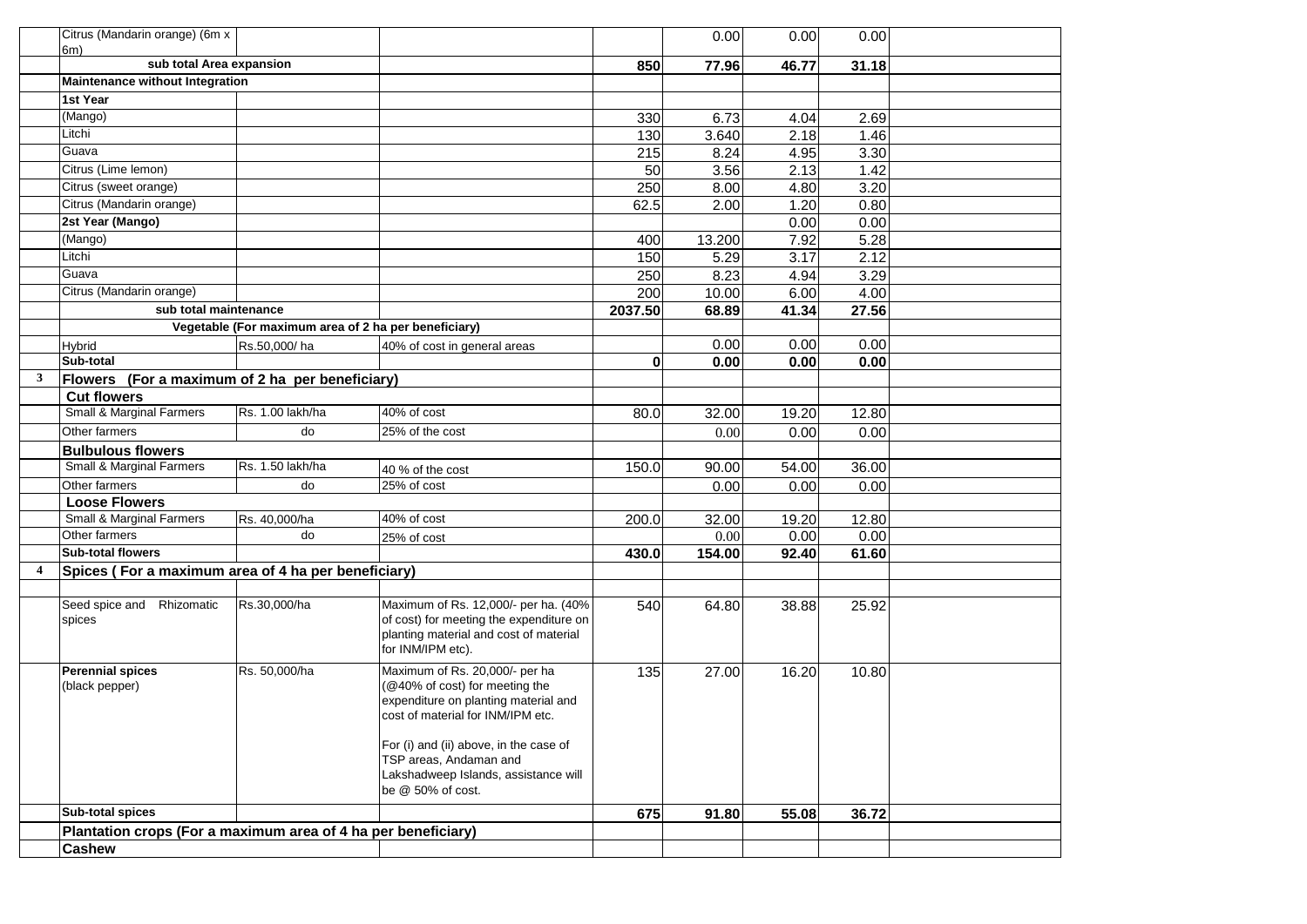| | | | | | | | | |
|---|---|---|---|---|---|---|---|---|
| | Citrus (Mandarin orange) (6m x 6m) | | | | 0.00 | 0.00 | 0.00 | |
| | sub total Area expansion | | | 850 | 77.96 | 46.77 | 31.18 | |
| | **Maintenance without Integration** | | | | | | | |
| | **1st Year** | | | | | | | |
| | (Mango) | | | 330 | 6.73 | 4.04 | 2.69 | |
| | Litchi | | | 130 | 3.640 | 2.18 | 1.46 | |
| | Guava | | | 215 | 8.24 | 4.95 | 3.30 | |
| | Citrus (Lime lemon) | | | 50 | 3.56 | 2.13 | 1.42 | |
| | Citrus (sweet orange) | | | 250 | 8.00 | 4.80 | 3.20 | |
| | Citrus (Mandarin orange) | | | 62.5 | 2.00 | 1.20 | 0.80 | |
| | **2st Year (Mango)** | | | | | 0.00 | 0.00 | |
| | (Mango) | | | 400 | 13.200 | 7.92 | 5.28 | |
| | Litchi | | | 150 | 5.29 | 3.17 | 2.12 | |
| | Guava | | | 250 | 8.23 | 4.94 | 3.29 | |
| | Citrus (Mandarin orange) | | | 200 | 10.00 | 6.00 | 4.00 | |
| | **sub total maintenance** | | | **2037.50** | **68.89** | **41.34** | **27.56** | |
| | | **Vegetable (For maximum area of 2 ha per beneficiary)** | | | | | | |
| | Hybrid | Rs.50,000/ ha | 40% of cost in general areas | | 0.00 | 0.00 | 0.00 | |
| | **Sub-total** | | | **0** | **0.00** | **0.00** | **0.00** | |
| **3** | **Flowers (For a maximum of 2 ha per beneficiary)** | | | | | | | |
| | **Cut flowers** | | | | | | | |
| | Small & Marginal Farmers | Rs. 1.00 lakh/ha | 40% of cost | 80.0 | 32.00 | 19.20 | 12.80 | |
| | Other farmers | do | 25% of the cost | | 0.00 | 0.00 | 0.00 | |
| | **Bulbulous flowers** | | | | | | | |
| | Small & Marginal Farmers | Rs. 1.50 lakh/ha | 40 % of the cost | 150.0 | 90.00 | 54.00 | 36.00 | |
| | Other farmers | do | 25% of cost | | 0.00 | 0.00 | 0.00 | |
| | **Loose Flowers** | | | | | | | |
| | Small & Marginal Farmers | Rs. 40,000/ha | 40% of cost | 200.0 | 32.00 | 19.20 | 12.80 | |
| | Other farmers | do | 25% of cost | | 0.00 | 0.00 | 0.00 | |
| | **Sub-total flowers** | | | **430.0** | **154.00** | **92.40** | **61.60** | |
| **4** | **Spices ( For a maximum area of 4 ha per beneficiary)** | | | | | | | |
| | | | | | | | | |
| | Seed spice and Rhizomatic spices | Rs.30,000/ha | Maximum of Rs. 12,000/- per ha. (40% of cost) for meeting the expenditure on planting material and cost of material for INM/IPM etc). | 540 | 64.80 | 38.88 | 25.92 | |
| | **Perennial spices** (black pepper) | Rs. 50,000/ha | Maximum of Rs. 20,000/- per ha (@40% of cost) for meeting the expenditure on planting material and cost of material for INM/IPM etc. For (i) and (ii) above, in the case of TSP areas, Andaman and Lakshadweep Islands, assistance will be @ 50% of cost. | 135 | 27.00 | 16.20 | 10.80 | |
| | **Sub-total spices** | | | **675** | **91.80** | **55.08** | **36.72** | |
| | **Plantation crops (For a maximum area of 4 ha per beneficiary)** | | | | | | | |
| | **Cashew** | | | | | | | |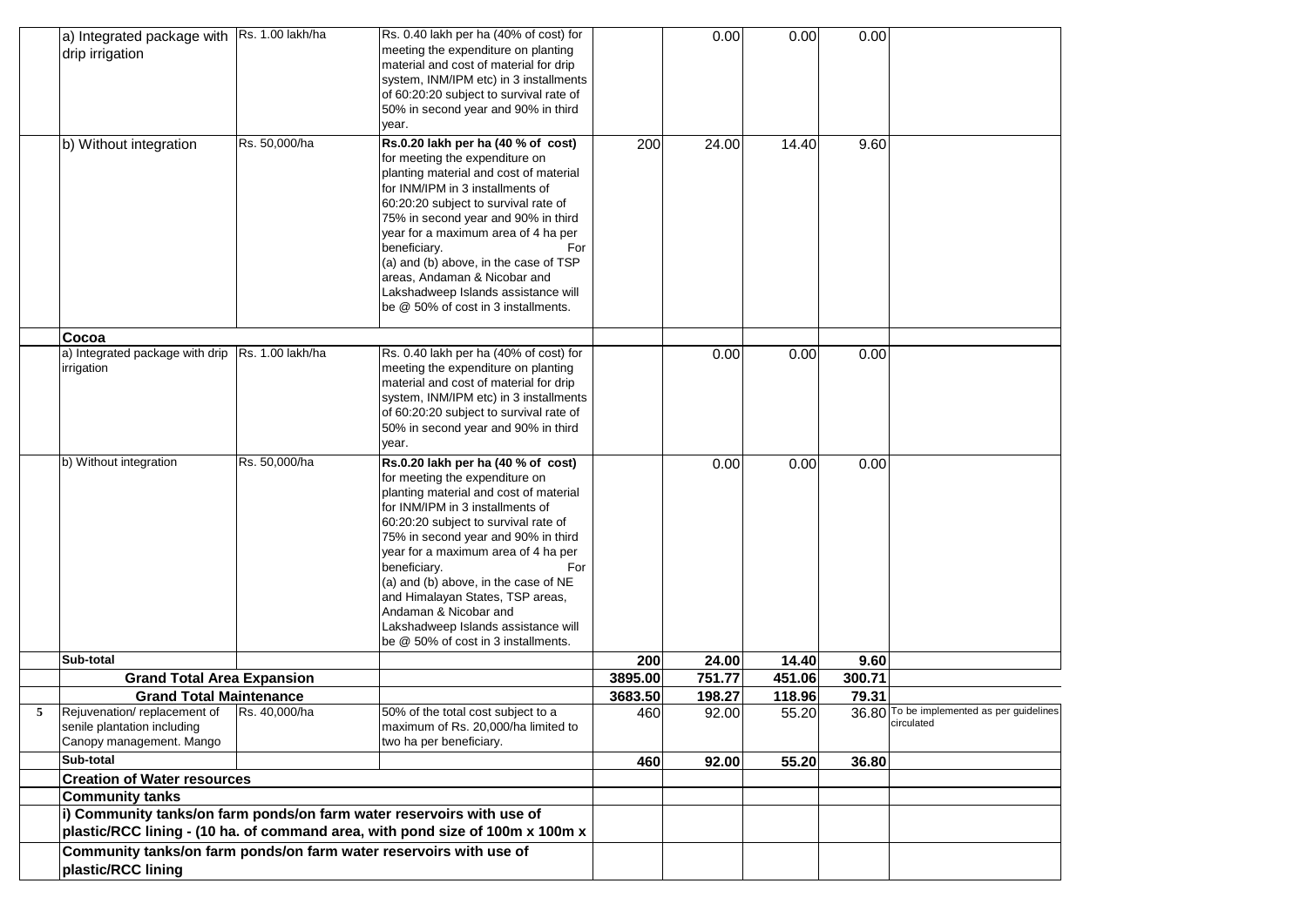| | | | | | | | |
|---|---|---|---|---|---|---|---|
| | a) Integrated package with drip irrigation | Rs. 1.00 lakh/ha | Rs. 0.40 lakh per ha (40% of cost) for meeting the expenditure on planting material and cost of material for drip system, INM/IPM etc) in 3 installments of 60:20:20 subject to survival rate of 50% in second year and 90% in third year. | | 0.00 | 0.00 | 0.00 | |
| | b) Without integration | Rs. 50,000/ha | **Rs.0.20 lakh per ha (40 % of cost)** for meeting the expenditure on planting material and cost of material for INM/IPM in 3 installments of 60:20:20 subject to survival rate of 75% in second year and 90% in third year for a maximum area of 4 ha per beneficiary. For (a) and (b) above, in the case of TSP areas, Andaman & Nicobar and Lakshadweep Islands assistance will be @ 50% of cost in 3 installments. | 200 | 24.00 | 14.40 | 9.60 | |
| | **Cocoa** | | | | | | | |
| | a) Integrated package with drip irrigation | Rs. 1.00 lakh/ha | Rs. 0.40 lakh per ha (40% of cost) for meeting the expenditure on planting material and cost of material for drip system, INM/IPM etc) in 3 installments of 60:20:20 subject to survival rate of 50% in second year and 90% in third year. | | 0.00 | 0.00 | 0.00 | |
| | b) Without integration | Rs. 50,000/ha | **Rs.0.20 lakh per ha (40 % of cost)** for meeting the expenditure on planting material and cost of material for INM/IPM in 3 installments of 60:20:20 subject to survival rate of 75% in second year and 90% in third year for a maximum area of 4 ha per beneficiary. For (a) and (b) above, in the case of NE and Himalayan States, TSP areas, Andaman & Nicobar and Lakshadweep Islands assistance will be @ 50% of cost in 3 installments. | | 0.00 | 0.00 | 0.00 | |
| | **Sub-total** | | | **200** | **24.00** | **14.40** | **9.60** | |
| | **Grand Total Area Expansion** | | | **3895.00** | **751.77** | **451.06** | **300.71** | |
| | **Grand Total Maintenance** | | | **3683.50** | **198.27** | **118.96** | **79.31** | |
| 5 | Rejuvenation/ replacement of senile plantation including Canopy management. Mango | Rs. 40,000/ha | 50% of the total cost subject to a maximum of Rs. 20,000/ha limited to two ha per beneficiary. | 460 | 92.00 | 55.20 | 36.80 | To be implemented as per guidelines circulated |
| | **Sub-total** | | | **460** | **92.00** | **55.20** | **36.80** | |
| | **Creation of Water resources** | | | | | | | |
| | **Community tanks** | | | | | | | |
| | **i) Community tanks/on farm ponds/on farm water reservoirs with use of plastic/RCC lining - (10 ha. of command area, with pond size of 100m x 100m x** | | | | | | | |
| | **Community tanks/on farm ponds/on farm water reservoirs with use of plastic/RCC lining** | | | | | | | |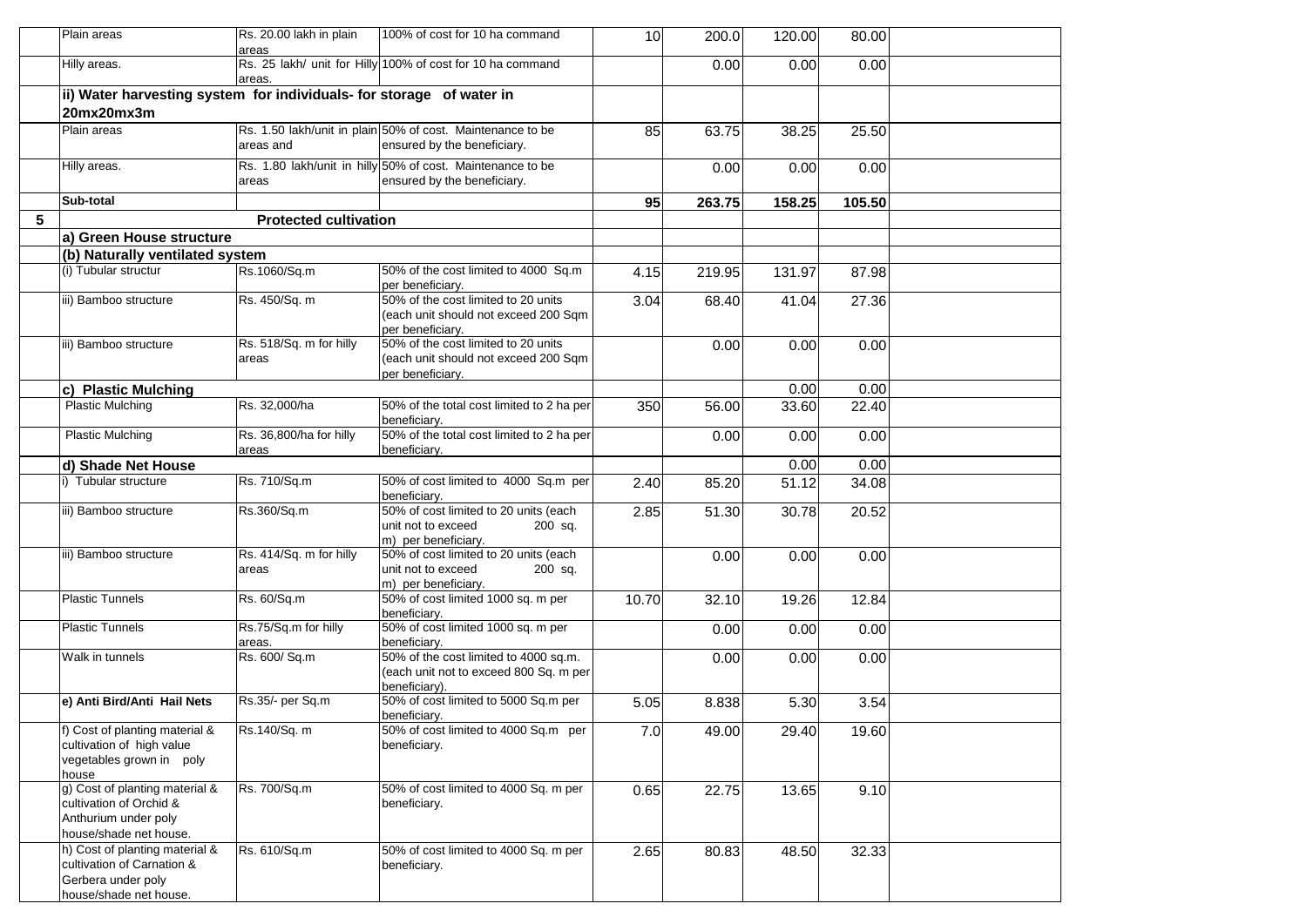| | | | | | | | | |
|---|---|---|---|---|---|---|---|---|
| | Plain areas | Rs. 20.00 lakh in plain areas | 100% of cost for 10 ha command | 10 | 200.0 | 120.00 | 80.00 | |
| | Hilly areas. | Rs. 25 lakh/ unit for Hilly areas. | 100% of cost for 10 ha command | | 0.00 | 0.00 | 0.00 | |
| | **ii) Water harvesting system for individuals- for storage of water in 20mx20mx3m** | | | | | | | |
| | Plain areas | Rs. 1.50 lakh/unit in plain areas and | 50% of cost. Maintenance to be ensured by the beneficiary. | 85 | 63.75 | 38.25 | 25.50 | |
| | Hilly areas. | Rs. 1.80 lakh/unit in hilly areas | 50% of cost. Maintenance to be ensured by the beneficiary. | | 0.00 | 0.00 | 0.00 | |
| | **Sub-total** | | | **95** | **263.75** | **158.25** | **105.50** | |
| **5** | | **Protected cultivation** | | | | | | |
| | **a) Green House structure** | | | | | | | |
| | **(b) Naturally ventilated system** | | | | | | | |
| | (i) Tubular structur | Rs.1060/Sq.m | 50% of the cost limited to 4000 Sq.m per beneficiary. | 4.15 | 219.95 | 131.97 | 87.98 | |
| | iii) Bamboo structure | Rs. 450/Sq. m | 50% of the cost limited to 20 units (each unit should not exceed 200 Sqm per beneficiary. | 3.04 | 68.40 | 41.04 | 27.36 | |
| | iii) Bamboo structure | Rs. 518/Sq. m for hilly areas | 50% of the cost limited to 20 units (each unit should not exceed 200 Sqm per beneficiary. | | 0.00 | 0.00 | 0.00 | |
| | **c) Plastic Mulching** | | | | | 0.00 | 0.00 | |
| | Plastic Mulching | Rs. 32,000/ha | 50% of the total cost limited to 2 ha per beneficiary. | 350 | 56.00 | 33.60 | 22.40 | |
| | Plastic Mulching | Rs. 36,800/ha for hilly areas | 50% of the total cost limited to 2 ha per beneficiary. | | 0.00 | 0.00 | 0.00 | |
| | **d) Shade Net House** | | | | | 0.00 | 0.00 | |
| | i) Tubular structure | Rs. 710/Sq.m | 50% of cost limited to 4000 Sq.m per beneficiary. | 2.40 | 85.20 | 51.12 | 34.08 | |
| | iii) Bamboo structure | Rs.360/Sq.m | 50% of cost limited to 20 units (each unit not to exceed 200 sq. m) per beneficiary. | 2.85 | 51.30 | 30.78 | 20.52 | |
| | iii) Bamboo structure | Rs. 414/Sq. m for hilly areas | 50% of cost limited to 20 units (each unit not to exceed 200 sq. m) per beneficiary. | | 0.00 | 0.00 | 0.00 | |
| | Plastic Tunnels | Rs. 60/Sq.m | 50% of cost limited 1000 sq. m per beneficiary. | 10.70 | 32.10 | 19.26 | 12.84 | |
| | Plastic Tunnels | Rs.75/Sq.m for hilly areas. | 50% of cost limited 1000 sq. m per beneficiary. | | 0.00 | 0.00 | 0.00 | |
| | Walk in tunnels | Rs. 600/ Sq.m | 50% of the cost limited to 4000 sq.m. (each unit not to exceed 800 Sq. m per beneficiary). | | 0.00 | 0.00 | 0.00 | |
| | **e) Anti Bird/Anti Hail Nets** | Rs.35/- per Sq.m | 50% of cost limited to 5000 Sq.m per beneficiary. | 5.05 | 8.838 | 5.30 | 3.54 | |
| | f) Cost of planting material & cultivation of high value vegetables grown in poly house | Rs.140/Sq. m | 50% of cost limited to 4000 Sq.m per beneficiary. | 7.0 | 49.00 | 29.40 | 19.60 | |
| | g) Cost of planting material & cultivation of Orchid & Anthurium under poly house/shade net house. | Rs. 700/Sq.m | 50% of cost limited to 4000 Sq. m per beneficiary. | 0.65 | 22.75 | 13.65 | 9.10 | |
| | h) Cost of planting material & cultivation of Carnation & Gerbera under poly house/shade net house. | Rs. 610/Sq.m | 50% of cost limited to 4000 Sq. m per beneficiary. | 2.65 | 80.83 | 48.50 | 32.33 | |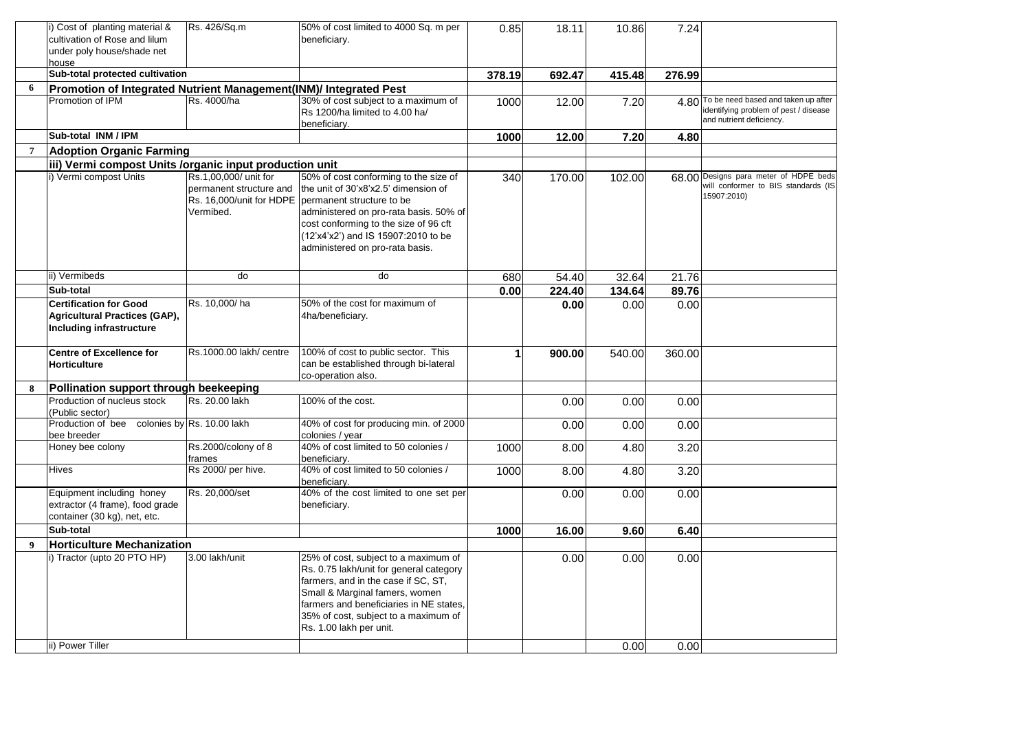| | | | | | | | | |
|---|---|---|---|---|---|---|---|---|
| | i) Cost of planting material & cultivation of Rose and lilum under poly house/shade net house | Rs. 426/Sq.m | 50% of cost limited to 4000 Sq. m per beneficiary. | 0.85 | 18.11 | 10.86 | 7.24 | |
| | **Sub-total protected cultivation** | | | **378.19** | **692.47** | **415.48** | **276.99** | |
| **6** | **Promotion of Integrated Nutrient Management(INM)/ Integrated Pest** | | | | | | | |
| | Promotion of IPM | Rs. 4000/ha | 30% of cost subject to a maximum of Rs 1200/ha limited to 4.00 ha/ beneficiary. | 1000 | 12.00 | 7.20 | 4.80 | To be need based and taken up after identifying problem of pest / disease and nutrient deficiency. |
| | **Sub-total INM / IPM** | | | **1000** | **12.00** | **7.20** | **4.80** | |
| **7** | **Adoption Organic Farming** | | | | | | | |
| | **iii) Vermi compost Units /organic input production unit** | | | | | | | |
| | i) Vermi compost Units | Rs.1,00,000/ unit for permanent structure and Rs. 16,000/unit for HDPE Vermibed. | 50% of cost conforming to the size of the unit of 30'x8'x2.5' dimension of permanent structure to be administered on pro-rata basis. 50% of cost conforming to the size of 96 cft (12'x4'x2') and IS 15907:2010 to be administered on pro-rata basis. | 340 | 170.00 | 102.00 | 68.00 | Designs para meter of HDPE beds will conformer to BIS standards (IS 15907:2010) |
| | ii) Vermibeds | do | do | 680 | 54.40 | 32.64 | 21.76 | |
| | **Sub-total** | | | **0.00** | **224.40** | **134.64** | **89.76** | |
| | **Certification for Good Agricultural Practices (GAP), Including infrastructure** | Rs. 10,000/ ha | 50% of the cost for maximum of 4ha/beneficiary. | | **0.00** | 0.00 | 0.00 | |
| | **Centre of Excellence for Horticulture** | Rs.1000.00 lakh/ centre | 100% of cost to public sector. This can be established through bi-lateral co-operation also. | **1** | **900.00** | 540.00 | 360.00 | |
| **8** | **Pollination support through beekeeping** | | | | | | | |
| | Production of nucleus stock (Public sector) | Rs. 20.00 lakh | 100% of the cost. | | 0.00 | 0.00 | 0.00 | |
| | Production of bee colonies by bee breeder | Rs. 10.00 lakh | 40% of cost for producing min. of 2000 colonies / year | | 0.00 | 0.00 | 0.00 | |
| | Honey bee colony | Rs.2000/colony of 8 frames | 40% of cost limited to 50 colonies / beneficiary. | 1000 | 8.00 | 4.80 | 3.20 | |
| | Hives | Rs 2000/ per hive. | 40% of cost limited to 50 colonies / beneficiary. | 1000 | 8.00 | 4.80 | 3.20 | |
| | Equipment including honey extractor (4 frame), food grade container (30 kg), net, etc. | Rs. 20,000/set | 40% of the cost limited to one set per beneficiary. | | 0.00 | 0.00 | 0.00 | |
| | **Sub-total** | | | **1000** | **16.00** | **9.60** | **6.40** | |
| **9** | **Horticulture Mechanization** | | | | | | | |
| | i) Tractor (upto 20 PTO HP) | 3.00 lakh/unit | 25% of cost, subject to a maximum of Rs. 0.75 lakh/unit for general category farmers, and in the case if SC, ST, Small & Marginal famers, women farmers and beneficiaries in NE states, 35% of cost, subject to a maximum of Rs. 1.00 lakh per unit. | | 0.00 | 0.00 | 0.00 | |
| | ii) Power Tiller | | | | | 0.00 | 0.00 | |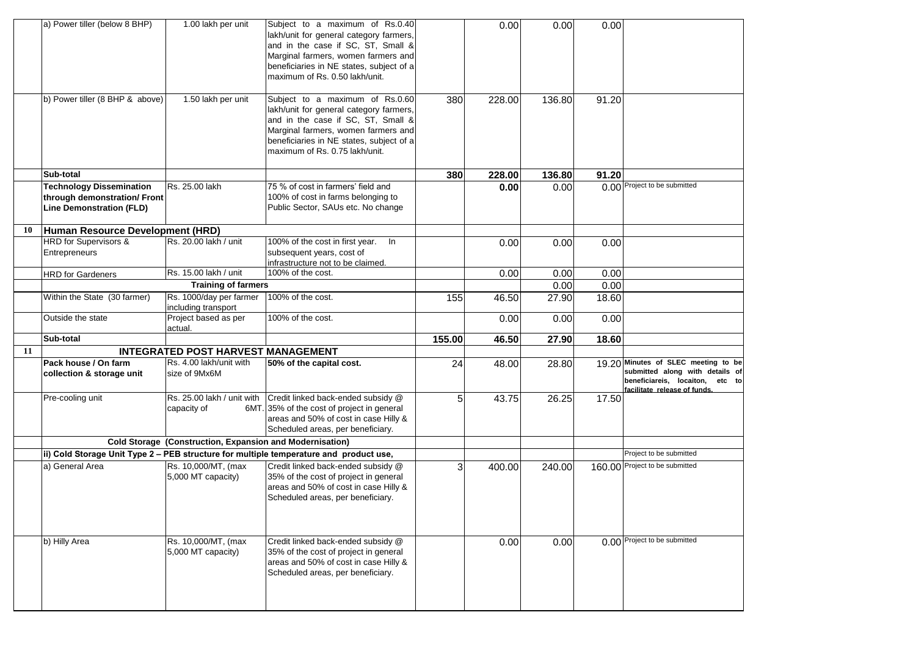| | | | | | | | | |
|---|---|---|---|---|---|---|---|---|
| | a) Power tiller (below 8 BHP) | 1.00 lakh per unit | Subject to a maximum of Rs.0.40 lakh/unit for general category farmers, and in the case if SC, ST, Small & Marginal farmers, women farmers and beneficiaries in NE states, subject of a maximum of Rs. 0.50 lakh/unit. | | 0.00 | 0.00 | 0.00 | |
| | b) Power tiller (8 BHP & above) | 1.50 lakh per unit | Subject to a maximum of Rs.0.60 lakh/unit for general category farmers, and in the case if SC, ST, Small & Marginal farmers, women farmers and beneficiaries in NE states, subject of a maximum of Rs. 0.75 lakh/unit. | 380 | 228.00 | 136.80 | 91.20 | |
| | **Sub-total** | | | **380** | **228.00** | **136.80** | **91.20** | |
| | **Technology Dissemination through demonstration/ Front Line Demonstration (FLD)** | Rs. 25.00 lakh | 75 % of cost in farmers' field and 100% of cost in farms belonging to Public Sector, SAUs etc. No change | | **0.00** | 0.00 | 0.00 | Project to be submitted |
| **10** | **Human Resource Development (HRD)** | | | | | | | |
| | HRD for Supervisors & Entrepreneurs | Rs. 20.00 lakh / unit | 100% of the cost in first year. In subsequent years, cost of infrastructure not to be claimed. | | 0.00 | 0.00 | 0.00 | |
| | HRD for Gardeners | Rs. 15.00 lakh / unit | 100% of the cost. | | 0.00 | 0.00 | 0.00 | |
| | | **Training of farmers** | | | | 0.00 | 0.00 | |
| | Within the State (30 farmer) | Rs. 1000/day per farmer including transport | 100% of the cost. | 155 | 46.50 | 27.90 | 18.60 | |
| | Outside the state | Project based as per actual. | 100% of the cost. | | 0.00 | 0.00 | 0.00 | |
| | **Sub-total** | | | **155.00** | **46.50** | **27.90** | **18.60** | |
| **11** | | **INTEGRATED POST HARVEST MANAGEMENT** | | | | | | |
| | **Pack house / On farm collection & storage unit** | Rs. 4.00 lakh/unit with size of 9Mx6M | **50% of the capital cost.** | 24 | 48.00 | 28.80 | 19.20 | **Minutes of SLEC meeting to be submitted along with details of beneficiareis, locaiton, etc to facilitate release of funds.** |
| | Pre-cooling unit | Rs. 25.00 lakh / unit with capacity of 6MT. | Credit linked back-ended subsidy @ 35% of the cost of project in general areas and 50% of cost in case Hilly & Scheduled areas, per beneficiary. | 5 | 43.75 | 26.25 | 17.50 | |
| | **Cold Storage (Construction, Expansion and Modernisation)** | | | | | | | |
| | **ii) Cold Storage Unit Type 2 – PEB structure for multiple temperature and product use,** | | | | | | | Project to be submitted |
| | a) General Area | Rs. 10,000/MT, (max 5,000 MT capacity) | Credit linked back-ended subsidy @ 35% of the cost of project in general areas and 50% of cost in case Hilly & Scheduled areas, per beneficiary. | 3 | 400.00 | 240.00 | 160.00 | Project to be submitted |
| | b) Hilly Area | Rs. 10,000/MT, (max 5,000 MT capacity) | Credit linked back-ended subsidy @ 35% of the cost of project in general areas and 50% of cost in case Hilly & Scheduled areas, per beneficiary. | | 0.00 | 0.00 | 0.00 | Project to be submitted |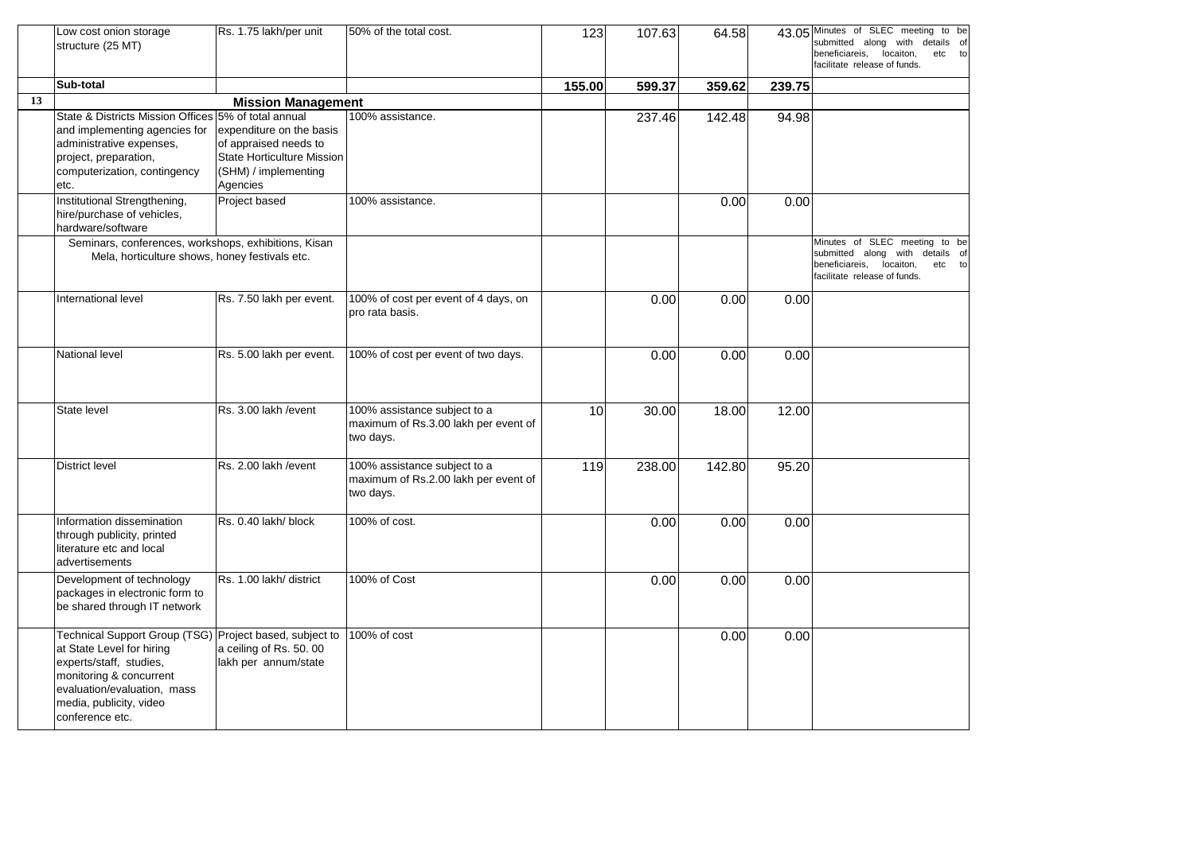| | | | | | | | | |
|---|---|---|---|---|---|---|---|---|
| | Low cost onion storage structure (25 MT) | Rs. 1.75 lakh/per unit | 50% of the total cost. | 123 | 107.63 | 64.58 | 43.05 | Minutes of SLEC meeting to be submitted along with details of beneficiareis, locaiton, etc to facilitate release of funds. |
| | **Sub-total** | | | **155.00** | **599.37** | **359.62** | **239.75** | |
| **13** | | **Mission Management** | | | | | | |
| | State & Districts Mission Offices and implementing agencies for administrative expenses, project, preparation, computerization, contingency etc. | 5% of total annual expenditure on the basis of appraised needs to State Horticulture Mission (SHM) / implementing Agencies | 100% assistance. | | 237.46 | 142.48 | 94.98 | |
| | Institutional Strengthening, hire/purchase of vehicles, hardware/software | Project based | 100% assistance. | | | 0.00 | 0.00 | |
| | Seminars, conferences, workshops, exhibitions, Kisan Mela, horticulture shows, honey festivals etc. | | | | | | | Minutes of SLEC meeting to be submitted along with details of beneficiareis, locaiton, etc to facilitate release of funds. |
| | International level | Rs. 7.50 lakh per event. | 100% of cost per event of 4 days, on pro rata basis. | | 0.00 | 0.00 | 0.00 | |
| | National level | Rs. 5.00 lakh per event. | 100% of cost per event of two days. | | 0.00 | 0.00 | 0.00 | |
| | State level | Rs. 3.00 lakh /event | 100% assistance subject to a maximum of Rs.3.00 lakh per event of two days. | 10 | 30.00 | 18.00 | 12.00 | |
| | District level | Rs. 2.00 lakh /event | 100% assistance subject to a maximum of Rs.2.00 lakh per event of two days. | 119 | 238.00 | 142.80 | 95.20 | |
| | Information dissemination through publicity, printed literature etc and local advertisements | Rs. 0.40 lakh/ block | 100% of cost. | | 0.00 | 0.00 | 0.00 | |
| | Development of technology packages in electronic form to be shared through IT network | Rs. 1.00 lakh/ district | 100% of Cost | | 0.00 | 0.00 | 0.00 | |
| | Technical Support Group (TSG) at State Level for hiring experts/staff, studies, monitoring & concurrent evaluation/evaluation, mass media, publicity, video conference etc. | Project based, subject to a ceiling of Rs. 50. 00 lakh per annum/state | 100% of cost | | | 0.00 | 0.00 | |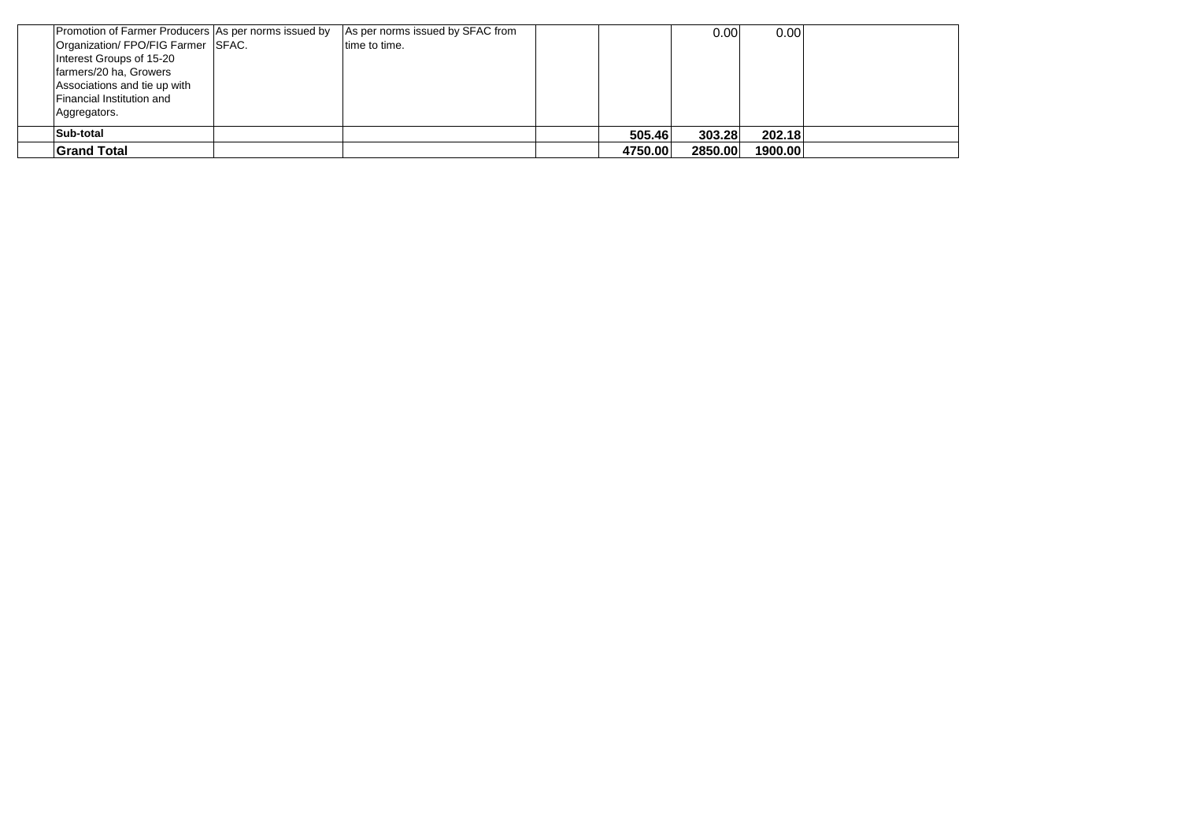| | | | | | | | | |
|---|---|---|---|---|---|---|---|---|
| | Promotion of Farmer Producers Organization/ FPO/FIG Farmer Interest Groups of 15-20 farmers/20 ha, Growers Associations and tie up with Financial Institution and Aggregators. | As per norms issued by SFAC. | As per norms issued by SFAC from time to time. | | | 0.00 | 0.00 | |
| | **Sub-total** | | | | **505.46** | **303.28** | **202.18** | |
| | **Grand Total** | | | | **4750.00** | **2850.00** | **1900.00** | |